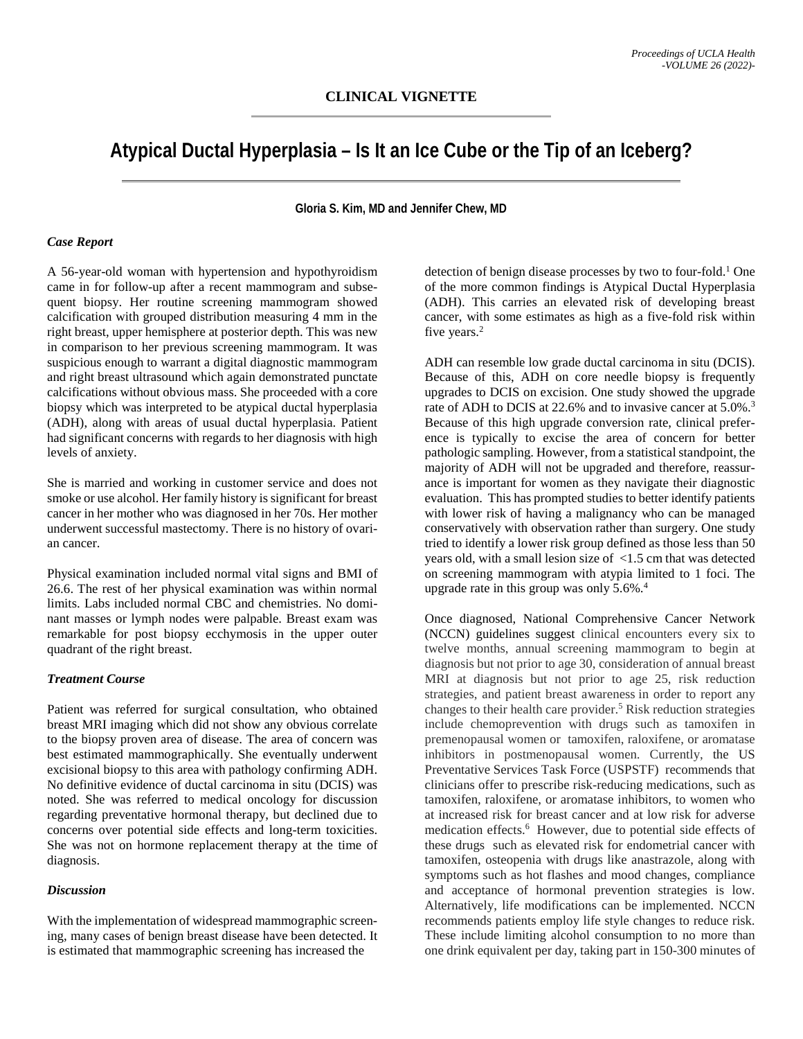**CLINICAL VIGNETTE**

# Atypical Ductal Hyperplasia – Is It an Ice Cube or the Tip of an Iceberg?

**Gloria S. Kim, MD and Jennifer Chew, MD**

### *Case Report*

A 56-year-old woman with hypertension and hypothyroidism came in for follow-up after a recent mammogram and subsequent biopsy. Her routine screening mammogram showed calcification with grouped distribution measuring 4 mm in the right breast, upper hemisphere at posterior depth. This was new in comparison to her previous screening mammogram. It was suspicious enough to warrant a digital diagnostic mammogram and right breast ultrasound which again demonstrated punctate calcifications without obvious mass. She proceeded with a core biopsy which was interpreted to be atypical ductal hyperplasia (ADH), along with areas of usual ductal hyperplasia. Patient had significant concerns with regards to her diagnosis with high levels of anxiety.

She is married and working in customer service and does not smoke or use alcohol. Her family history is significant for breast cancer in her mother who was diagnosed in her 70s. Her mother underwent successful mastectomy. There is no history of ovarian cancer.

Physical examination included normal vital signs and BMI of 26.6. The rest of her physical examination was within normal limits. Labs included normal CBC and chemistries. No dominant masses or lymph nodes were palpable. Breast exam was remarkable for post biopsy ecchymosis in the upper outer quadrant of the right breast.

### *Treatment Course*

Patient was referred for surgical consultation, who obtained breast MRI imaging which did not show any obvious correlate to the biopsy proven area of disease. The area of concern was best estimated mammographically. She eventually underwent excisional biopsy to this area with pathology confirming ADH. No definitive evidence of ductal carcinoma in situ (DCIS) was noted. She was referred to medical oncology for discussion regarding preventative hormonal therapy, but declined due to concerns over potential side effects and long-term toxicities. She was not on hormone replacement therapy at the time of diagnosis.

### *Discussion*

With the implementation of widespread mammographic screening, many cases of benign breast disease have been detected. It is estimated that mammographic screening has increased the detection of benign disease processes by two to four-fold.[1] One of the more common findings is Atypical Ductal Hyperplasia (ADH). This carries an elevated risk of developing breast cancer, with some estimates as high as a five-fold risk within five years.[2]

ADH can resemble low grade ductal carcinoma in situ (DCIS). Because of this, ADH on core needle biopsy is frequently upgrades to DCIS on excision. One study showed the upgrade rate of ADH to DCIS at 22.6% and to invasive cancer at 5.0%.[3] Because of this high upgrade conversion rate, clinical preference is typically to excise the area of concern for better pathologic sampling. However, from a statistical standpoint, the majority of ADH will not be upgraded and therefore, reassurance is important for women as they navigate their diagnostic evaluation. This has prompted studies to better identify patients with lower risk of having a malignancy who can be managed conservatively with observation rather than surgery. One study tried to identify a lower risk group defined as those less than 50 years old, with a small lesion size of <1.5 cm that was detected on screening mammogram with atypia limited to 1 foci. The upgrade rate in this group was only 5.6%.[4]

Once diagnosed, National Comprehensive Cancer Network (NCCN) guidelines suggest clinical encounters every six to twelve months, annual screening mammogram to begin at diagnosis but not prior to age 30, consideration of annual breast MRI at diagnosis but not prior to age 25, risk reduction strategies, and patient breast awareness in order to report any changes to their health care provider.[5] Risk reduction strategies include chemoprevention with drugs such as tamoxifen in premenopausal women or tamoxifen, raloxifene, or aromatase inhibitors in postmenopausal women. Currently, the US Preventative Services Task Force (USPSTF) recommends that clinicians offer to prescribe risk-reducing medications, such as tamoxifen, raloxifene, or aromatase inhibitors, to women who at increased risk for breast cancer and at low risk for adverse medication effects.[6] However, due to potential side effects of these drugs such as elevated risk for endometrial cancer with tamoxifen, osteopenia with drugs like anastrazole, along with symptoms such as hot flashes and mood changes, compliance and acceptance of hormonal prevention strategies is low. Alternatively, life modifications can be implemented. NCCN recommends patients employ life style changes to reduce risk. These include limiting alcohol consumption to no more than one drink equivalent per day, taking part in 150-300 minutes of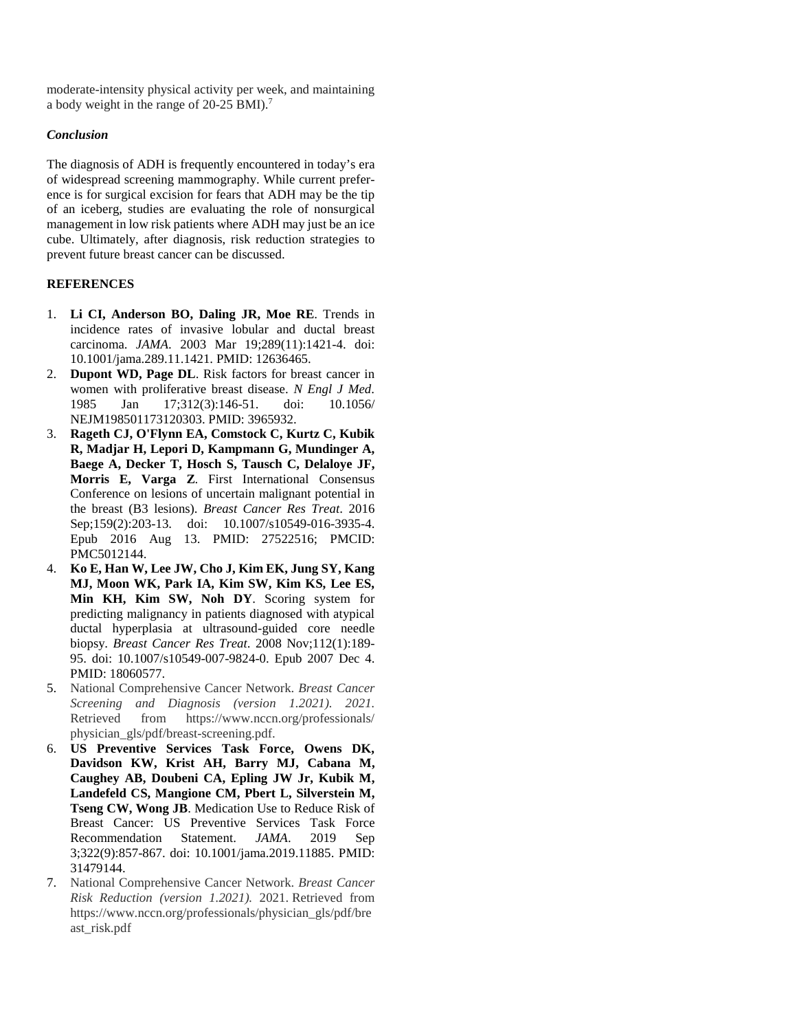moderate-intensity physical activity per week, and maintaining a body weight in the range of 20-25 BMI).[7]

### *Conclusion*

The diagnosis of ADH is frequently encountered in today's era of widespread screening mammography. While current preference is for surgical excision for fears that ADH may be the tip of an iceberg, studies are evaluating the role of nonsurgical management in low risk patients where ADH may just be an ice cube. Ultimately, after diagnosis, risk reduction strategies to prevent future breast cancer can be discussed.

## REFERENCES

1. **Li CI, Anderson BO, Daling JR, Moe RE**. Trends in incidence rates of invasive lobular and ductal breast carcinoma. *JAMA*. 2003 Mar 19;289(11):1421-4. doi: 10.1001/jama.289.11.1421. PMID: 12636465.
2. **Dupont WD, Page DL**. Risk factors for breast cancer in women with proliferative breast disease. *N Engl J Med*. 1985 Jan 17;312(3):146-51. doi: 10.1056/NEJM198501173120303. PMID: 3965932.
3. **Rageth CJ, O'Flynn EA, Comstock C, Kurtz C, Kubik R, Madjar H, Lepori D, Kampmann G, Mundinger A, Baege A, Decker T, Hosch S, Tausch C, Delaloye JF, Morris E, Varga Z**. First International Consensus Conference on lesions of uncertain malignant potential in the breast (B3 lesions). *Breast Cancer Res Treat*. 2016 Sep;159(2):203-13. doi: 10.1007/s10549-016-3935-4. Epub 2016 Aug 13. PMID: 27522516; PMCID: PMC5012144.
4. **Ko E, Han W, Lee JW, Cho J, Kim EK, Jung SY, Kang MJ, Moon WK, Park IA, Kim SW, Kim KS, Lee ES, Min KH, Kim SW, Noh DY**. Scoring system for predicting malignancy in patients diagnosed with atypical ductal hyperplasia at ultrasound-guided core needle biopsy. *Breast Cancer Res Treat*. 2008 Nov;112(1):189-95. doi: 10.1007/s10549-007-9824-0. Epub 2007 Dec 4. PMID: 18060577.
5. National Comprehensive Cancer Network. *Breast Cancer Screening and Diagnosis (version 1.2021). 2021.* Retrieved from https://www.nccn.org/professionals/physician_gls/pdf/breast-screening.pdf.
6. **US Preventive Services Task Force, Owens DK, Davidson KW, Krist AH, Barry MJ, Cabana M, Caughey AB, Doubeni CA, Epling JW Jr, Kubik M, Landefeld CS, Mangione CM, Pbert L, Silverstein M, Tseng CW, Wong JB**. Medication Use to Reduce Risk of Breast Cancer: US Preventive Services Task Force Recommendation Statement. *JAMA*. 2019 Sep 3;322(9):857-867. doi: 10.1001/jama.2019.11885. PMID: 31479144.
7. National Comprehensive Cancer Network. *Breast Cancer Risk Reduction (version 1.2021).* 2021. Retrieved from https://www.nccn.org/professionals/physician_gls/pdf/breast_risk.pdf